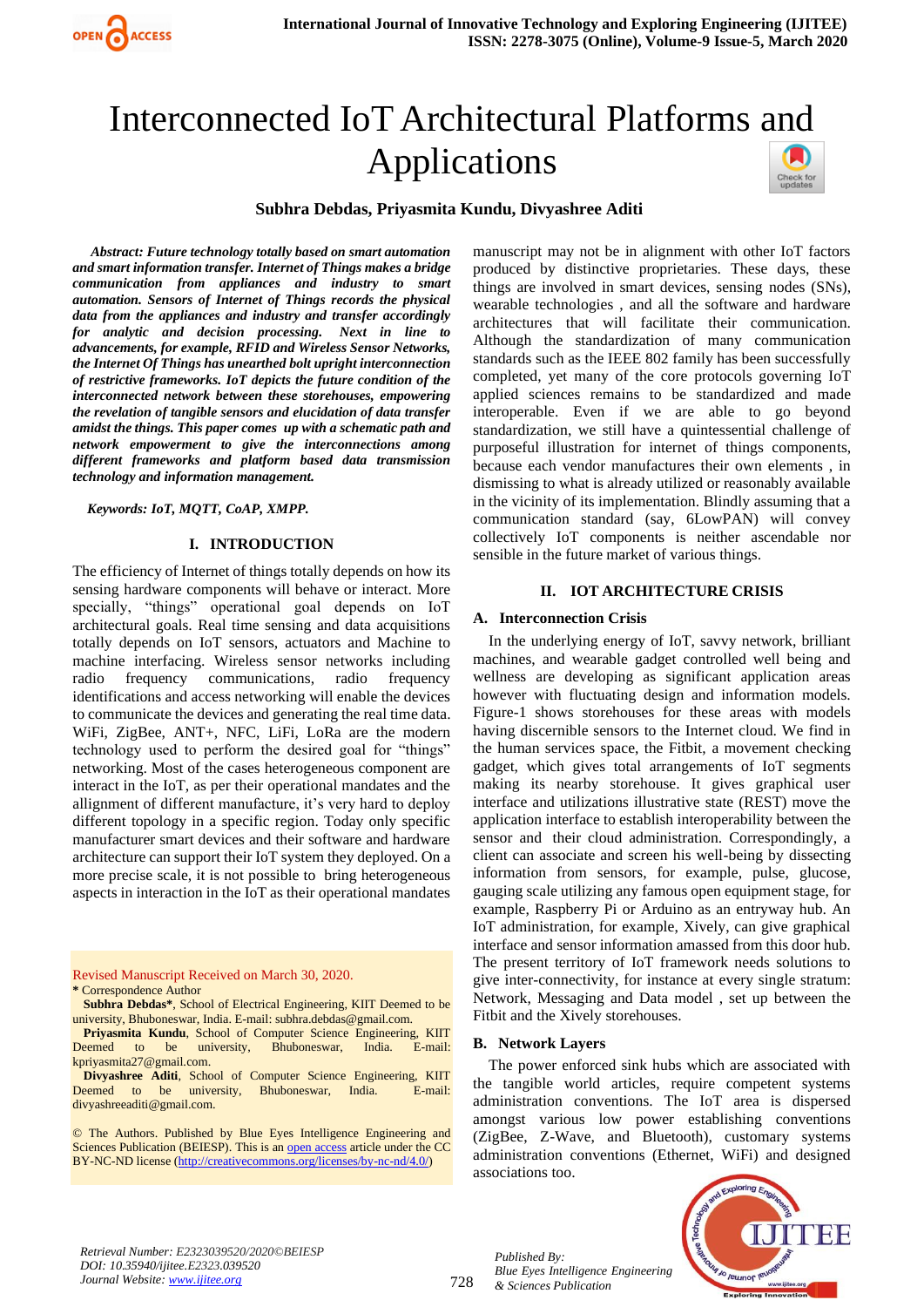# Interconnected IoT Architectural Platforms and Applications

**Subhra Debdas, Priyasmita Kundu, Divyashree Aditi**

***Abstract: Future technology totally based on smart automation and smart information transfer. Internet of Things makes a bridge communication from appliances and industry to smart automation. Sensors of Internet of Things records the physical data from the appliances and industry and transfer accordingly for analytic and decision processing. Next in line to advancements, for example, RFID and Wireless Sensor Networks, the Internet Of Things has unearthed bolt upright interconnection of restrictive frameworks. IoT depicts the future condition of the interconnected network between these storehouses, empowering the revelation of tangible sensors and elucidation of data transfer amidst the things. This paper comes up with a schematic path and network empowerment to give the interconnections among different frameworks and platform based data transmission technology and information management.***

***Keywords: IoT, MQTT, CoAP, XMPP.***

## I. INTRODUCTION

The efficiency of Internet of things totally depends on how its sensing hardware components will behave or interact. More specially, "things" operational goal depends on IoT architectural goals. Real time sensing and data acquisitions totally depends on IoT sensors, actuators and Machine to machine interfacing. Wireless sensor networks including radio frequency communications, radio frequency identifications and access networking will enable the devices to communicate the devices and generating the real time data. WiFi, ZigBee, ANT+, NFC, LiFi, LoRa are the modern technology used to perform the desired goal for "things" networking. Most of the cases heterogeneous component are interact in the IoT, as per their operational mandates and the allignment of different manufacture, it's very hard to deploy different topology in a specific region. Today only specific manufacturer smart devices and their software and hardware architecture can support their IoT system they deployed. On a more precise scale, it is not possible to bring heterogeneous aspects in interaction in the IoT as their operational mandates manuscript may not be in alignment with other IoT factors produced by distinctive proprietaries. These days, these things are involved in smart devices, sensing nodes (SNs), wearable technologies , and all the software and hardware architectures that will facilitate their communication. Although the standardization of many communication standards such as the IEEE 802 family has been successfully completed, yet many of the core protocols governing IoT applied sciences remains to be standardized and made interoperable. Even if we are able to go beyond standardization, we still have a quintessential challenge of purposeful illustration for internet of things components, because each vendor manufactures their own elements , in dismissing to what is already utilized or reasonably available in the vicinity of its implementation. Blindly assuming that a communication standard (say, 6LowPAN) will convey collectively IoT components is neither ascendable nor sensible in the future market of various things.

Revised Manuscript Received on March 30, 2020.

\* Correspondence Author

**Subhra Debdas\***, School of Electrical Engineering, KIIT Deemed to be university, Bhuboneswar, India. E-mail: subhra.debdas@gmail.com.

**Priyasmita Kundu**, School of Computer Science Engineering, KIIT Deemed to be university, Bhuboneswar, India. E-mail: kpriyasmita27@gmail.com.

**Divyashree Aditi**, School of Computer Science Engineering, KIIT Deemed to be university, Bhuboneswar, India. E-mail: divyashreeaditi@gmail.com.

© The Authors. Published by Blue Eyes Intelligence Engineering and Sciences Publication (BEIESP). This is an open access article under the CC BY-NC-ND license (http://creativecommons.org/licenses/by-nc-nd/4.0/)

## II. IOT ARCHITECTURE CRISIS

### A. Interconnection Crisis

In the underlying energy of IoT, savvy network, brilliant machines, and wearable gadget controlled well being and wellness are developing as significant application areas however with fluctuating design and information models. Figure-1 shows storehouses for these areas with models having discernible sensors to the Internet cloud. We find in the human services space, the Fitbit, a movement checking gadget, which gives total arrangements of IoT segments making its nearby storehouse. It gives graphical user interface and utilizations illustrative state (REST) move the application interface to establish interoperability between the sensor and their cloud administration. Correspondingly, a client can associate and screen his well-being by dissecting information from sensors, for example, pulse, glucose, gauging scale utilizing any famous open equipment stage, for example, Raspberry Pi or Arduino as an entryway hub. An IoT administration, for example, Xively, can give graphical interface and sensor information amassed from this door hub. The present territory of IoT framework needs solutions to give inter-connectivity, for instance at every single stratum: Network, Messaging and Data model , set up between the Fitbit and the Xively storehouses.

### B. Network Layers

The power enforced sink hubs which are associated with the tangible world articles, require competent systems administration conventions. The IoT area is dispersed amongst various low power establishing conventions (ZigBee, Z-Wave, and Bluetooth), customary systems administration conventions (Ethernet, WiFi) and designed associations too.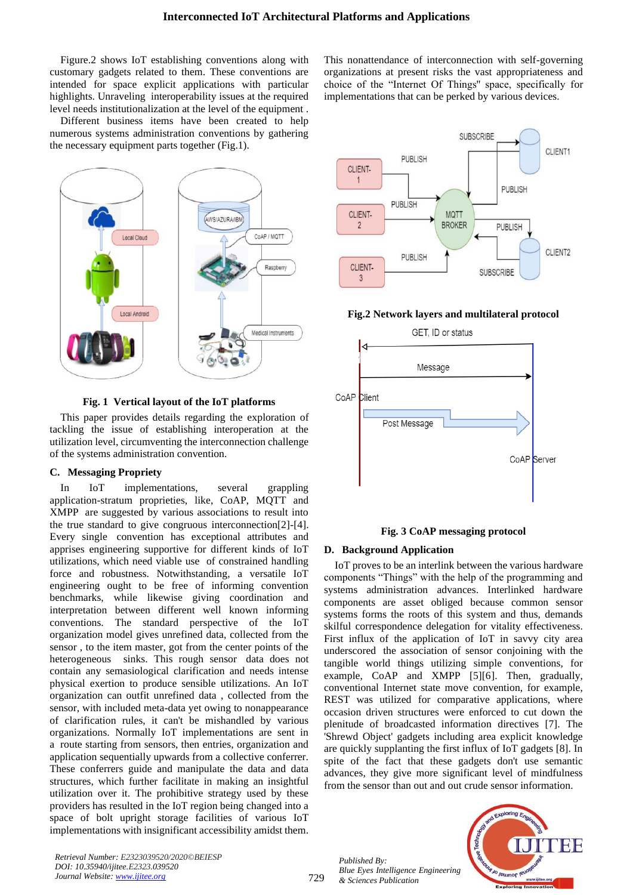Figure.2 shows IoT establishing conventions along with customary gadgets related to them. These conventions are intended for space explicit applications with particular highlights. Unraveling interoperability issues at the required level needs institutionalization at the level of the equipment .

Different business items have been created to help numerous systems administration conventions by gathering the necessary equipment parts together (Fig.1).

**Fig. 1 Vertical layout of the IoT platforms**

This paper provides details regarding the exploration of tackling the issue of establishing interoperation at the utilization level, circumventing the interconnection challenge of the systems administration convention.

### C. Messaging Propriety

In IoT implementations, several grappling application-stratum proprieties, like, CoAP, MQTT and XMPP are suggested by various associations to result into the true standard to give congruous interconnection[2]-[4]. Every single convention has exceptional attributes and apprises engineering supportive for different kinds of IoT utilizations, which need viable use of constrained handling force and robustness. Notwithstanding, a versatile IoT engineering ought to be free of informing convention benchmarks, while likewise giving coordination and interpretation between different well known informing conventions. The standard perspective of the IoT organization model gives unrefined data, collected from the sensor , to the item master, got from the center points of the heterogeneous sinks. This rough sensor data does not contain any semasiological clarification and needs intense physical exertion to produce sensible utilizations. An IoT organization can outfit unrefined data , collected from the sensor, with included meta-data yet owing to nonappearance of clarification rules, it can't be mishandled by various organizations. Normally IoT implementations are sent in a route starting from sensors, then entries, organization and application sequentially upwards from a collective conferrer. These conferrers guide and manipulate the data and data structures, which further facilitate in making an insightful utilization over it. The prohibitive strategy used by these providers has resulted in the IoT region being changed into a space of bolt upright storage facilities of various IoT implementations with insignificant accessibility amidst them.

This nonattendance of interconnection with self-governing organizations at present risks the vast appropriateness and choice of the "Internet Of Things" space, specifically for implementations that can be perked by various devices.

**Fig.2 Network layers and multilateral protocol**

**Fig. 3 CoAP messaging protocol**

### D. Background Application

IoT proves to be an interlink between the various hardware components "Things" with the help of the programming and systems administration advances. Interlinked hardware components are asset obliged because common sensor systems forms the roots of this system and thus, demands skilful correspondence delegation for vitality effectiveness. First influx of the application of IoT in savvy city area underscored the association of sensor conjoining with the tangible world things utilizing simple conventions, for example, CoAP and XMPP [5][6]. Then, gradually, conventional Internet state move convention, for example, REST was utilized for comparative applications, where occasion driven structures were enforced to cut down the plenitude of broadcasted information directives [7]. The 'Shrewd Object' gadgets including area explicit knowledge are quickly supplanting the first influx of IoT gadgets [8]. In spite of the fact that these gadgets don't use semantic advances, they give more significant level of mindfulness from the sensor than out and out crude sensor information.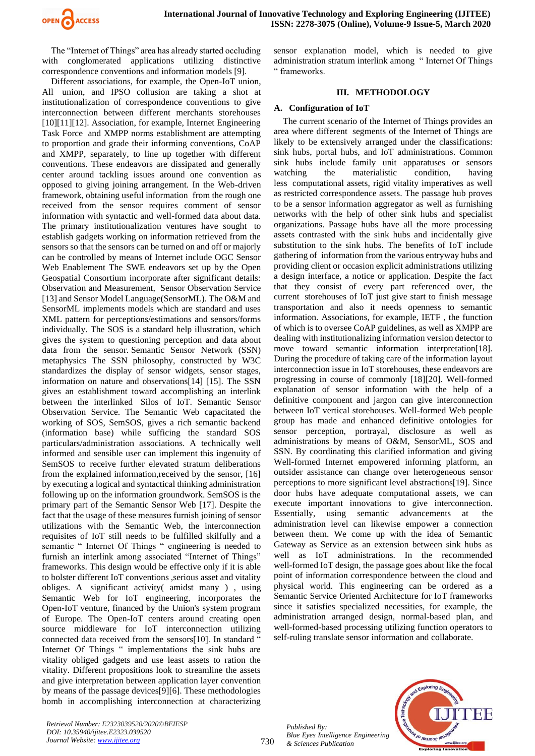The "Internet of Things" area has already started occluding with conglomerated applications utilizing distinctive correspondence conventions and information models [9].

Different associations, for example, the Open-IoT union, All union, and IPSO collusion are taking a shot at institutionalization of correspondence conventions to give interconnection between different merchants storehouses [10][11][12]. Association, for example, Internet Engineering Task Force and XMPP norms establishment are attempting to proportion and grade their informing conventions, CoAP and XMPP, separately, to line up together with different conventions. These endeavors are dissipated and generally center around tackling issues around one convention as opposed to giving joining arrangement. In the Web-driven framework, obtaining useful information from the rough one received from the sensor requires comment of sensor information with syntactic and well-formed data about data. The primary institutionalization ventures have sought to establish gadgets working on information retrieved from the sensors so that the sensors can be turned on and off or majorly can be controlled by means of Internet include OGC Sensor Web Enablement The SWE endeavors set up by the Open Geospatial Consortium incorporate after significant details: Observation and Measurement, Sensor Observation Service [13] and Sensor Model Language(SensorML). The O&M and SensorML implements models which are standard and uses XML pattern for perceptions/estimations and sensors/forms individually. The SOS is a standard help illustration, which gives the system to questioning perception and data about data from the sensor. Semantic Sensor Network (SSN) metaphysics The SSN philosophy, constructed by W3C standardizes the display of sensor widgets, sensor stages, information on nature and observations[14] [15]. The SSN gives an establishment toward accomplishing an interlink between the interlinked Silos of IoT. Semantic Sensor Observation Service. The Semantic Web capacitated the working of SOS, SemSOS, gives a rich semantic backend (information base) while sufficing the standard SOS particulars/administration associations. A technically well informed and sensible user can implement this ingenuity of SemSOS to receive further elevated stratum deliberations from the explained information,received by the sensor, [16] by executing a logical and syntactical thinking administration following up on the information groundwork. SemSOS is the primary part of the Semantic Sensor Web [17]. Despite the fact that the usage of these measures furnish joining of sensor utilizations with the Semantic Web, the interconnection requisites of IoT still needs to be fulfilled skilfully and a semantic " Internet Of Things " engineering is needed to furnish an interlink among associated "Internet of Things" frameworks. This design would be effective only if it is able to bolster different IoT conventions ,serious asset and vitality obliges. A significant activity( amidst many ) , using Semantic Web for IoT engineering, incorporates the Open-IoT venture, financed by the Union's system program of Europe. The Open-IoT centers around creating open source middleware for IoT interconnection utilizing connected data received from the sensors[10]. In standard " Internet Of Things " implementations the sink hubs are vitality obliged gadgets and use least assets to ration the vitality. Different propositions look to streamline the assets and give interpretation between application layer convention by means of the passage devices[9][6]. These methodologies bomb in accomplishing interconnection at characterizing sensor explanation model, which is needed to give administration stratum interlink among " Internet Of Things " frameworks.

## III. METHODOLOGY

### A. Configuration of IoT

The current scenario of the Internet of Things provides an area where different segments of the Internet of Things are likely to be extensively arranged under the classifications: sink hubs, portal hubs, and IoT administrations. Common sink hubs include family unit apparatuses or sensors watching the materialistic condition, having less computational assets, rigid vitality imperatives as well as restricted correspondence assets. The passage hub proves to be a sensor information aggregator as well as furnishing networks with the help of other sink hubs and specialist organizations. Passage hubs have all the more processing assets contrasted with the sink hubs and incidentally give substitution to the sink hubs. The benefits of IoT include gathering of information from the various entryway hubs and providing client or occasion explicit administrations utilizing a design interface, a notice or application. Despite the fact that they consist of every part referenced over, the current storehouses of IoT just give start to finish message transportation and also it needs openness to semantic information. Associations, for example, IETF , the function of which is to oversee CoAP guidelines, as well as XMPP are dealing with institutionalizing information version detector to move toward semantic information interpretation[18]. During the procedure of taking care of the information layout interconnection issue in IoT storehouses, these endeavors are progressing in course of commonly [18][20]. Well-formed explanation of sensor information with the help of a definitive component and jargon can give interconnection between IoT vertical storehouses. Well-formed Web people group has made and enhanced definitive ontologies for sensor perception, portrayal, disclosure as well as administrations by means of O&M, SensorML, SOS and SSN. By coordinating this clarified information and giving Well-formed Internet empowered informing platform, an outsider assistance can change over heterogeneous sensor perceptions to more significant level abstractions[19]. Since door hubs have adequate computational assets, we can execute important innovations to give interconnection. Essentially, using semantic advancements at the administration level can likewise empower a connection between them. We come up with the idea of Semantic Gateway as Service as an extension between sink hubs as well as IoT administrations. In the recommended well-formed IoT design, the passage goes about like the focal point of information correspondence between the cloud and physical world. This engineering can be ordered as a Semantic Service Oriented Architecture for IoT frameworks since it satisfies specialized necessities, for example, the administration arranged design, normal-based plan, and well-formed-based processing utilizing function operators to self-ruling translate sensor information and collaborate.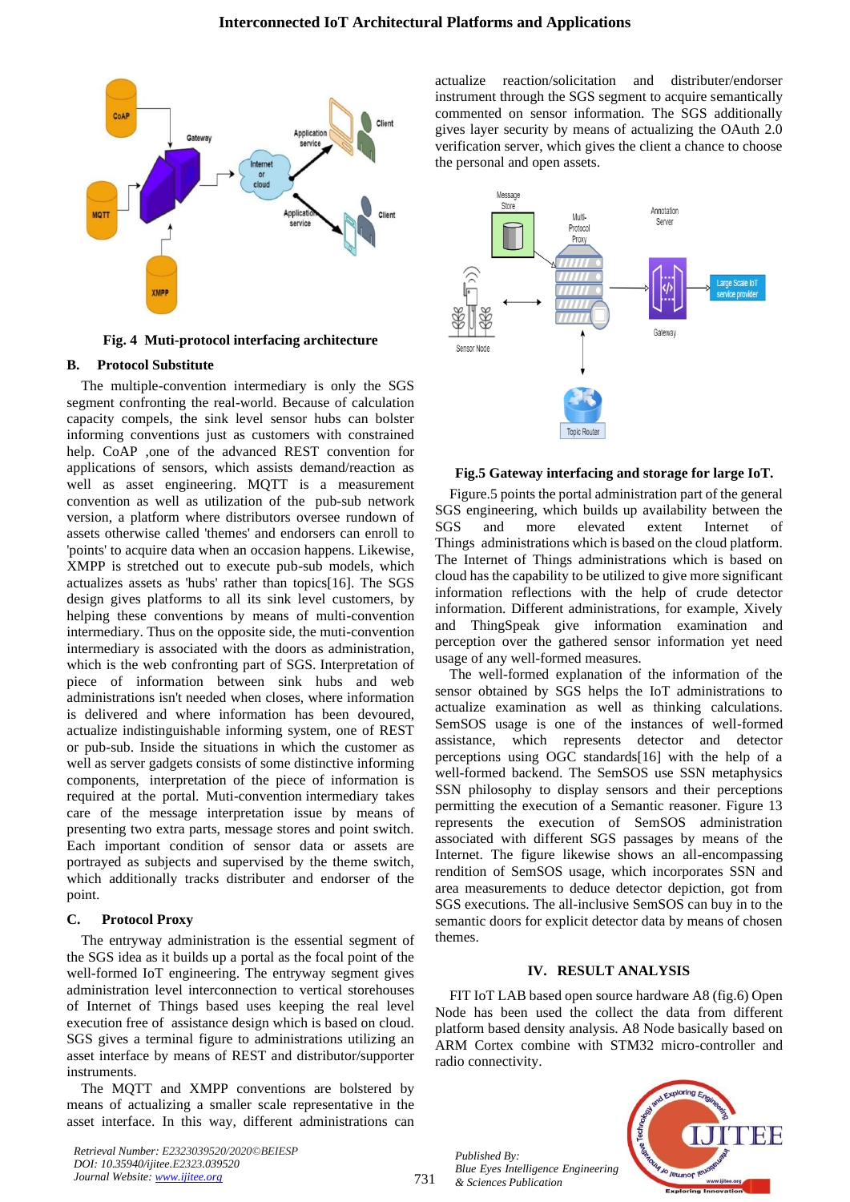**Fig. 4 Muti-protocol interfacing architecture**

### B. Protocol Substitute

The multiple-convention intermediary is only the SGS segment confronting the real-world. Because of calculation capacity compels, the sink level sensor hubs can bolster informing conventions just as customers with constrained help. CoAP ,one of the advanced REST convention for applications of sensors, which assists demand/reaction as well as asset engineering. MQTT is a measurement convention as well as utilization of the pub-sub network version, a platform where distributors oversee rundown of assets otherwise called 'themes' and endorsers can enroll to 'points' to acquire data when an occasion happens. Likewise, XMPP is stretched out to execute pub-sub models, which actualizes assets as 'hubs' rather than topics[16]. The SGS design gives platforms to all its sink level customers, by helping these conventions by means of multi-convention intermediary. Thus on the opposite side, the muti-convention intermediary is associated with the doors as administration, which is the web confronting part of SGS. Interpretation of piece of information between sink hubs and web administrations isn't needed when closes, where information is delivered and where information has been devoured, actualize indistinguishable informing system, one of REST or pub-sub. Inside the situations in which the customer as well as server gadgets consists of some distinctive informing components, interpretation of the piece of information is required at the portal. Muti-convention intermediary takes care of the message interpretation issue by means of presenting two extra parts, message stores and point switch. Each important condition of sensor data or assets are portrayed as subjects and supervised by the theme switch, which additionally tracks distributer and endorser of the point.

### C. Protocol Proxy

The entryway administration is the essential segment of the SGS idea as it builds up a portal as the focal point of the well-formed IoT engineering. The entryway segment gives administration level interconnection to vertical storehouses of Internet of Things based uses keeping the real level execution free of assistance design which is based on cloud. SGS gives a terminal figure to administrations utilizing an asset interface by means of REST and distributor/supporter instruments.

The MQTT and XMPP conventions are bolstered by means of actualizing a smaller scale representative in the asset interface. In this way, different administrations can actualize reaction/solicitation and distributer/endorser instrument through the SGS segment to acquire semantically commented on sensor information. The SGS additionally gives layer security by means of actualizing the OAuth 2.0 verification server, which gives the client a chance to choose the personal and open assets.

**Fig.5 Gateway interfacing and storage for large IoT.**

Figure.5 points the portal administration part of the general SGS engineering, which builds up availability between the SGS and more elevated extent Internet of Things administrations which is based on the cloud platform. The Internet of Things administrations which is based on cloud has the capability to be utilized to give more significant information reflections with the help of crude detector information. Different administrations, for example, Xively and ThingSpeak give information examination and perception over the gathered sensor information yet need usage of any well-formed measures.

The well-formed explanation of the information of the sensor obtained by SGS helps the IoT administrations to actualize examination as well as thinking calculations. SemSOS usage is one of the instances of well-formed assistance, which represents detector and detector perceptions using OGC standards[16] with the help of a well-formed backend. The SemSOS use SSN metaphysics SSN philosophy to display sensors and their perceptions permitting the execution of a Semantic reasoner. Figure 13 represents the execution of SemSOS administration associated with different SGS passages by means of the Internet. The figure likewise shows an all-encompassing rendition of SemSOS usage, which incorporates SSN and area measurements to deduce detector depiction, got from SGS executions. The all-inclusive SemSOS can buy in to the semantic doors for explicit detector data by means of chosen themes.

## IV. RESULT ANALYSIS

FIT IoT LAB based open source hardware A8 (fig.6) Open Node has been used the collect the data from different platform based density analysis. A8 Node basically based on ARM Cortex combine with STM32 micro-controller and radio connectivity.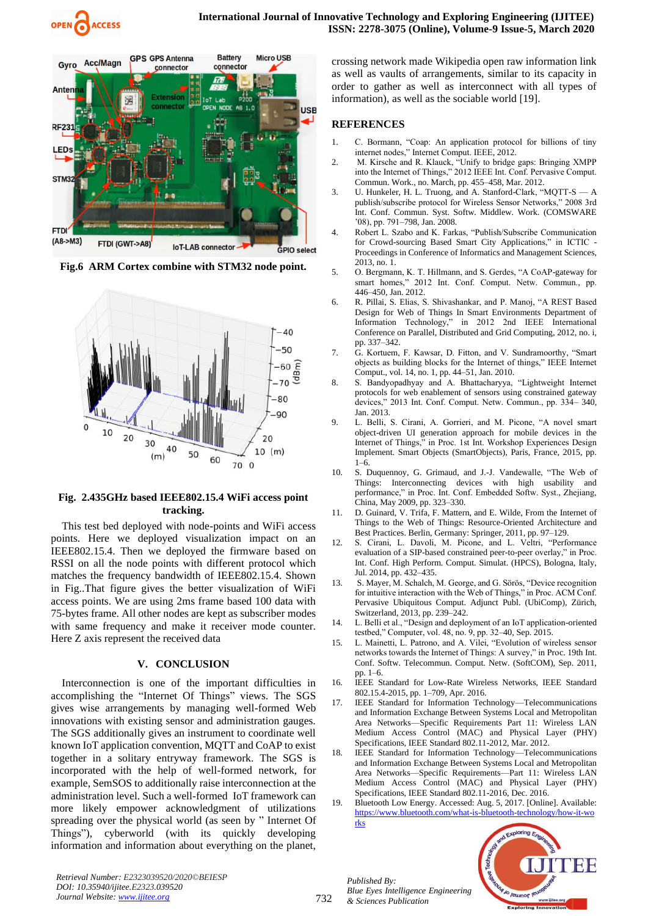Fig.6 ARM Cortex combine with STM32 node point.

Fig. 2.435GHz based IEEE802.15.4 WiFi access point tracking.

This test bed deployed with node-points and WiFi access points. Here we deployed visualization impact on an IEEE802.15.4. Then we deployed the firmware based on RSSI on all the node points with different protocol which matches the frequency bandwidth of IEEE802.15.4. Shown in Fig..That figure gives the better visualization of WiFi access points. We are using 2ms frame based 100 data with 75-bytes frame. All other nodes are kept as subscriber modes with same frequency and make it receiver mode counter. Here Z axis represent the received data

## V. CONCLUSION

Interconnection is one of the important difficulties in accomplishing the "Internet Of Things" views. The SGS gives wise arrangements by managing well-formed Web innovations with existing sensor and administration gauges. The SGS additionally gives an instrument to coordinate well known IoT application convention, MQTT and CoAP to exist together in a solitary entryway framework. The SGS is incorporated with the help of well-formed network, for example, SemSOS to additionally raise interconnection at the administration level. Such a well-formed IoT framework can more likely empower acknowledgment of utilizations spreading over the physical world (as seen by " Internet Of Things"), cyberworld (with its quickly developing information and information about everything on the planet, crossing network made Wikipedia open raw information link as well as vaults of arrangements, similar to its capacity in order to gather as well as interconnect with all types of information), as well as the sociable world [19].

## REFERENCES

1. C. Bormann, "Coap: An application protocol for billions of tiny internet nodes," Internet Comput. IEEE, 2012.
2. M. Kirsche and R. Klauck, "Unify to bridge gaps: Bringing XMPP into the Internet of Things," 2012 IEEE Int. Conf. Pervasive Comput. Commun. Work., no. March, pp. 455–458, Mar. 2012.
3. U. Hunkeler, H. L. Truong, and A. Stanford-Clark, "MQTT-S — A publish/subscribe protocol for Wireless Sensor Networks," 2008 3rd Int. Conf. Commun. Syst. Softw. Middlew. Work. (COMSWARE '08), pp. 791–798, Jan. 2008.
4. Robert L. Szabo and K. Farkas, "Publish/Subscribe Communication for Crowd-sourcing Based Smart City Applications," in ICTIC - Proceedings in Conference of Informatics and Management Sciences, 2013, no. 1.
5. O. Bergmann, K. T. Hillmann, and S. Gerdes, "A CoAP-gateway for smart homes," 2012 Int. Conf. Comput. Netw. Commun., pp. 446–450, Jan. 2012.
6. R. Pillai, S. Elias, S. Shivashankar, and P. Manoj, "A REST Based Design for Web of Things In Smart Environments Department of Information Technology," in 2012 2nd IEEE International Conference on Parallel, Distributed and Grid Computing, 2012, no. i, pp. 337–342.
7. G. Kortuem, F. Kawsar, D. Fitton, and V. Sundramoorthy, "Smart objects as building blocks for the Internet of things," IEEE Internet Comput., vol. 14, no. 1, pp. 44–51, Jan. 2010.
8. S. Bandyopadhyay and A. Bhattacharyya, "Lightweight Internet protocols for web enablement of sensors using constrained gateway devices," 2013 Int. Conf. Comput. Netw. Commun., pp. 334– 340, Jan. 2013.
9. L. Belli, S. Cirani, A. Gorrieri, and M. Picone, "A novel smart object-driven UI generation approach for mobile devices in the Internet of Things," in Proc. 1st Int. Workshop Experiences Design Implement. Smart Objects (SmartObjects), Paris, France, 2015, pp. 1–6.
10. S. Duquennoy, G. Grimaud, and J.-J. Vandewalle, "The Web of Things: Interconnecting devices with high usability and performance," in Proc. Int. Conf. Embedded Softw. Syst., Zhejiang, China, May 2009, pp. 323–330.
11. D. Guinard, V. Trifa, F. Mattern, and E. Wilde, From the Internet of Things to the Web of Things: Resource-Oriented Architecture and Best Practices. Berlin, Germany: Springer, 2011, pp. 97–129.
12. S. Cirani, L. Davoli, M. Picone, and L. Veltri, "Performance evaluation of a SIP-based constrained peer-to-peer overlay," in Proc. Int. Conf. High Perform. Comput. Simulat. (HPCS), Bologna, Italy, Jul. 2014, pp. 432–435.
13. S. Mayer, M. Schalch, M. George, and G. Sörös, "Device recognition for intuitive interaction with the Web of Things," in Proc. ACM Conf. Pervasive Ubiquitous Comput. Adjunct Publ. (UbiComp), Zürich, Switzerland, 2013, pp. 239–242.
14. L. Belli et al., "Design and deployment of an IoT application-oriented testbed," Computer, vol. 48, no. 9, pp. 32–40, Sep. 2015.
15. L. Mainetti, L. Patrono, and A. Vilei, "Evolution of wireless sensor networks towards the Internet of Things: A survey," in Proc. 19th Int. Conf. Softw. Telecommun. Comput. Netw. (SoftCOM), Sep. 2011, pp. 1–6.
16. IEEE Standard for Low-Rate Wireless Networks, IEEE Standard 802.15.4-2015, pp. 1–709, Apr. 2016.
17. IEEE Standard for Information Technology—Telecommunications and Information Exchange Between Systems Local and Metropolitan Area Networks—Specific Requirements Part 11: Wireless LAN Medium Access Control (MAC) and Physical Layer (PHY) Specifications, IEEE Standard 802.11-2012, Mar. 2012.
18. IEEE Standard for Information Technology—Telecommunications and Information Exchange Between Systems Local and Metropolitan Area Networks—Specific Requirements—Part 11: Wireless LAN Medium Access Control (MAC) and Physical Layer (PHY) Specifications, IEEE Standard 802.11-2016, Dec. 2016.
19. Bluetooth Low Energy. Accessed: Aug. 5, 2017. [Online]. Available: https://www.bluetooth.com/what-is-bluetooth-technology/how-it-works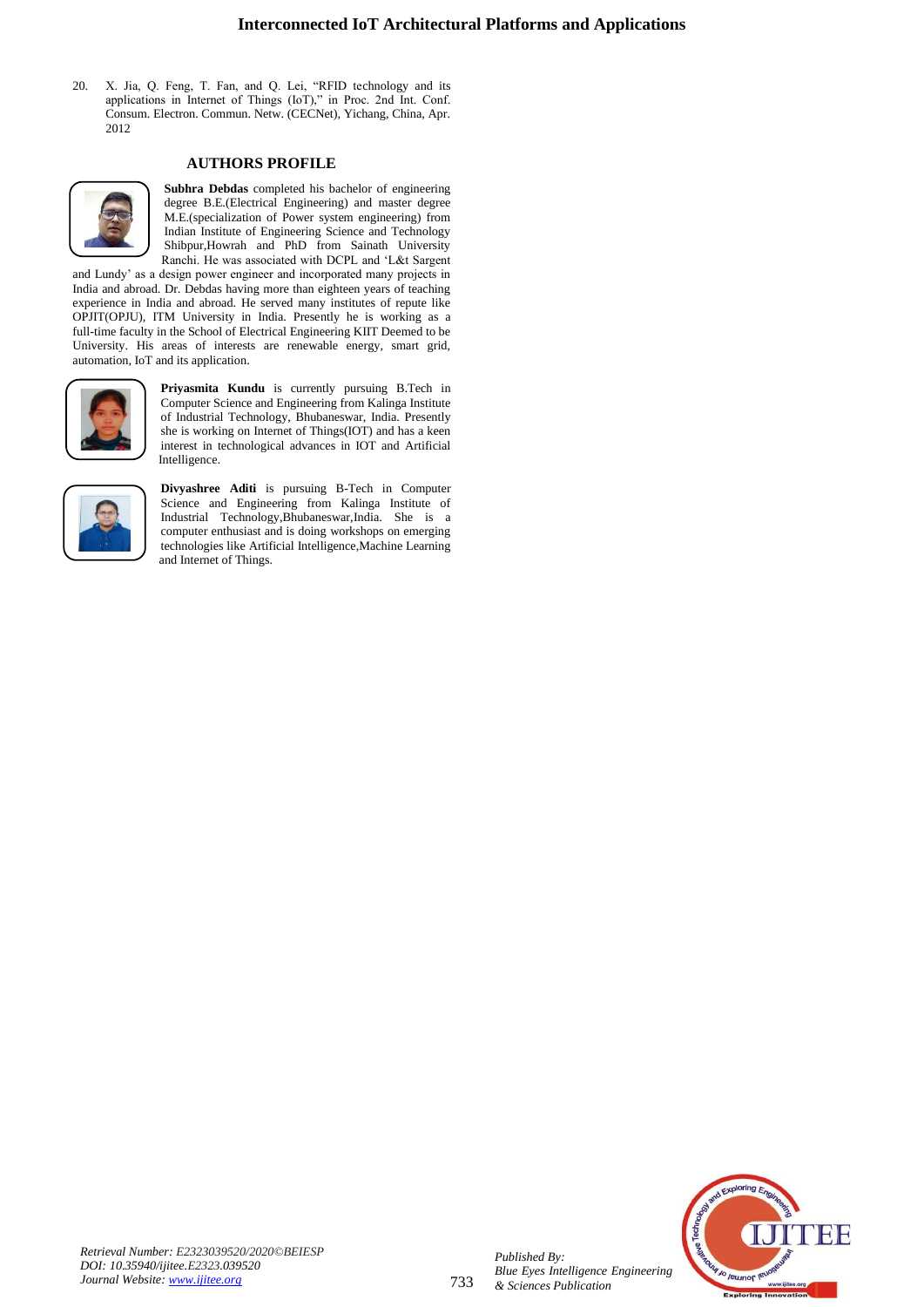20. X. Jia, Q. Feng, T. Fan, and Q. Lei, "RFID technology and its applications in Internet of Things (IoT)," in Proc. 2nd Int. Conf. Consum. Electron. Commun. Netw. (CECNet), Yichang, China, Apr. 2012

## AUTHORS PROFILE

**Subhra Debdas** completed his bachelor of engineering degree B.E.(Electrical Engineering) and master degree M.E.(specialization of Power system engineering) from Indian Institute of Engineering Science and Technology Shibpur,Howrah and PhD from Sainath University Ranchi. He was associated with DCPL and 'L&t Sargent and Lundy' as a design power engineer and incorporated many projects in India and abroad. Dr. Debdas having more than eighteen years of teaching experience in India and abroad. He served many institutes of repute like OPJIT(OPJU), ITM University in India. Presently he is working as a full-time faculty in the School of Electrical Engineering KIIT Deemed to be University. His areas of interests are renewable energy, smart grid, automation, IoT and its application.

**Priyasmita Kundu** is currently pursuing B.Tech in Computer Science and Engineering from Kalinga Institute of Industrial Technology, Bhubaneswar, India. Presently she is working on Internet of Things(IOT) and has a keen interest in technological advances in IOT and Artificial Intelligence.

**Divyashree Aditi** is pursuing B-Tech in Computer Science and Engineering from Kalinga Institute of Industrial Technology,Bhubaneswar,India. She is a computer enthusiast and is doing workshops on emerging technologies like Artificial Intelligence,Machine Learning and Internet of Things.